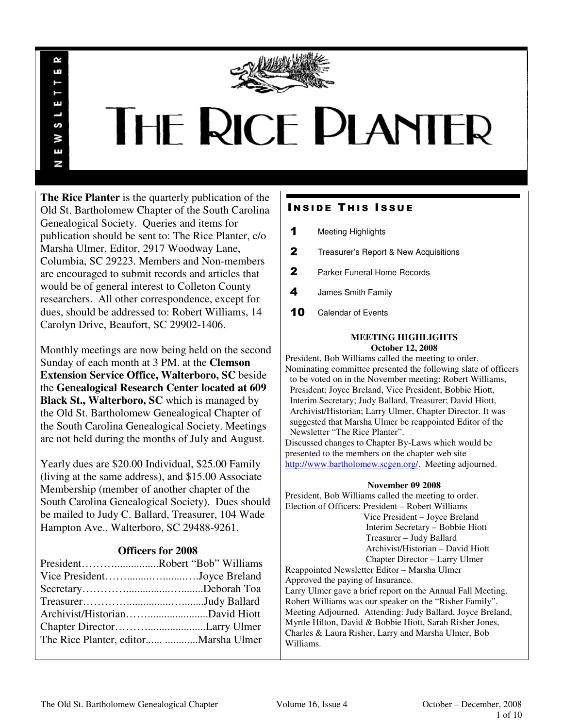# THE RICE PLANTER

NEWSLETTER

**The Rice Planter** is the quarterly publication of the Old St. Bartholomew Chapter of the South Carolina Genealogical Society. Queries and items for publication should be sent to: The Rice Planter, c/o Marsha Ulmer, Editor, 2917 Woodway Lane, Columbia, SC 29223. Members and Non-members are encouraged to submit records and articles that would be of general interest to Colleton County researchers. All other correspondence, except for dues, should be addressed to: Robert Williams, 14 Carolyn Drive, Beaufort, SC 29902-1406.

Monthly meetings are now being held on the second Sunday of each month at 3 PM. at the **Clemson Extension Service Office, Walterboro, SC** beside the **Genealogical Research Center located at 609 Black St., Walterboro, SC** which is managed by the Old St. Bartholomew Genealogical Chapter of the South Carolina Genealogical Society. Meetings are not held during the months of July and August.

Yearly dues are $20.00 Individual, $25.00 Family (living at the same address), and $15.00 Associate Membership (member of another chapter of the South Carolina Genealogical Society). Dues should be mailed to Judy C. Ballard, Treasurer, 104 Wade Hampton Ave., Walterboro, SC 29488-9261.

### Officers for 2008

President……….................Robert “Bob” Williams
Vice President…….........…........….Joyce Breland
Secretary…………................…........Deborah Toa
Treasurer…………...............….........Judy Ballard
Archivist/Historian……......................David Hiott
Chapter Director…………....................Larry Ulmer
The Rice Planter, editor...... ............Marsha Ulmer

## INSIDE THIS ISSUE

| | |
|---|---|
| 1 | Meeting Highlights |
| 2 | Treasurer’s Report & New Acquisitions |
| 2 | Parker Funeral Home Records |
| 4 | James Smith Family |
| 10 | Calendar of Events |

### MEETING HIGHLIGHTS
**October 12, 2008**

President, Bob Williams called the meeting to order.
Nominating committee presented the following slate of officers to be voted on in the November meeting: Robert Williams, President; Joyce Breland, Vice President; Bobbie Hiott, Interim Secretary; Judy Ballard, Treasurer; David Hiott, Archivist/Historian; Larry Ulmer, Chapter Director. It was suggested that Marsha Ulmer be reappointed Editor of the Newsletter “The Rice Planter”.
Discussed changes to Chapter By-Laws which would be presented to the members on the chapter web site http://www.bartholomew.scgen.org/. Meeting adjourned.

**November 09 2008**

President, Bob Williams called the meeting to order.
Election of Officers: President – Robert Williams
Vice President – Joyce Breland
Interim Secretary – Bobbie Hiott
Treasurer – Judy Ballard
Archivist/Historian – David Hiott
Chapter Director – Larry Ulmer
Reappointed Newsletter Editor – Marsha Ulmer
Approved the paying of Insurance.
Larry Ulmer gave a brief report on the Annual Fall Meeting.
Robert Williams was our speaker on the “Risher Family”.
Meeting Adjourned. Attending: Judy Ballard, Joyce Breland, Myrtle Hilton, David & Bobbie Hiott, Sarah Risher Jones, Charles & Laura Risher, Larry and Marsha Ulmer, Bob Williams.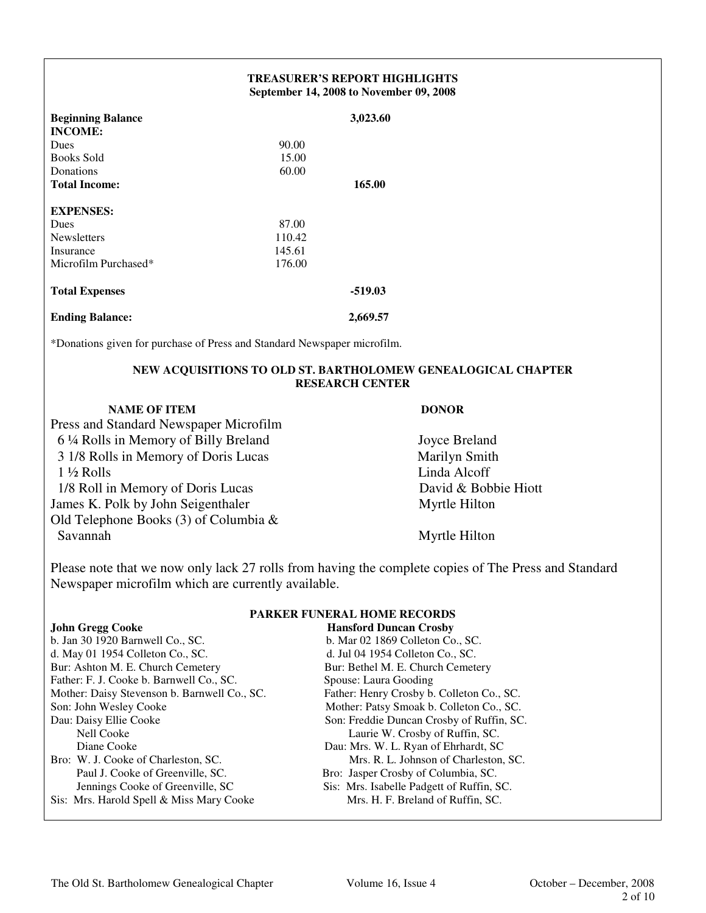## TREASURER'S REPORT HIGHLIGHTS
**September 14, 2008 to November 09, 2008**

| | | |
|---|---|---|
| **Beginning Balance** | | **3,023.60** |
| **INCOME:** | | |
| Dues | 90.00 | |
| Books Sold | 15.00 | |
| Donations | 60.00 | |
| **Total Income:** | | **165.00** |
| **EXPENSES:** | | |
| Dues | 87.00 | |
| Newsletters | 110.42 | |
| Insurance | 145.61 | |
| Microfilm Purchased* | 176.00 | |
| **Total Expenses** | | **-519.03** |
| **Ending Balance:** | | **2,669.57** |

*Donations given for purchase of Press and Standard Newspaper microfilm.

## NEW ACQUISITIONS TO OLD ST. BARTHOLOMEW GENEALOGICAL CHAPTER RESEARCH CENTER

| NAME OF ITEM | DONOR |
|---|---|
| Press and Standard Newspaper Microfilm | |
| 6 ¼ Rolls in Memory of Billy Breland | Joyce Breland |
| 3 1/8 Rolls in Memory of Doris Lucas | Marilyn Smith |
| 1 ½ Rolls | Linda Alcoff |
| 1/8 Roll in Memory of Doris Lucas | David & Bobbie Hiott |
| James K. Polk by John Seigenthaler | Myrtle Hilton |
| Old Telephone Books (3) of Columbia & Savannah | Myrtle Hilton |

Please note that we now only lack 27 rolls from having the complete copies of The Press and Standard Newspaper microfilm which are currently available.

## PARKER FUNERAL HOME RECORDS

**John Gregg Cooke**
b. Jan 30 1920 Barnwell Co., SC.
d. May 01 1954 Colleton Co., SC.
Bur: Ashton M. E. Church Cemetery
Father: F. J. Cooke b. Barnwell Co., SC.
Mother: Daisy Stevenson b. Barnwell Co., SC.
Son: John Wesley Cooke
Dau: Daisy Ellie Cooke
Nell Cooke
Diane Cooke
Bro: W. J. Cooke of Charleston, SC.
Paul J. Cooke of Greenville, SC.
Jennings Cooke of Greenville, SC
Sis: Mrs. Harold Spell & Miss Mary Cooke

**Hansford Duncan Crosby**
b. Mar 02 1869 Colleton Co., SC.
d. Jul 04 1954 Colleton Co., SC.
Bur: Bethel M. E. Church Cemetery
Spouse: Laura Gooding
Father: Henry Crosby b. Colleton Co., SC.
Mother: Patsy Smoak b. Colleton Co., SC.
Son: Freddie Duncan Crosby of Ruffin, SC.
Laurie W. Crosby of Ruffin, SC.
Dau: Mrs. W. L. Ryan of Ehrhardt, SC
Mrs. R. L. Johnson of Charleston, SC.
Bro: Jasper Crosby of Columbia, SC.
Sis: Mrs. Isabelle Padgett of Ruffin, SC.
Mrs. H. F. Breland of Ruffin, SC.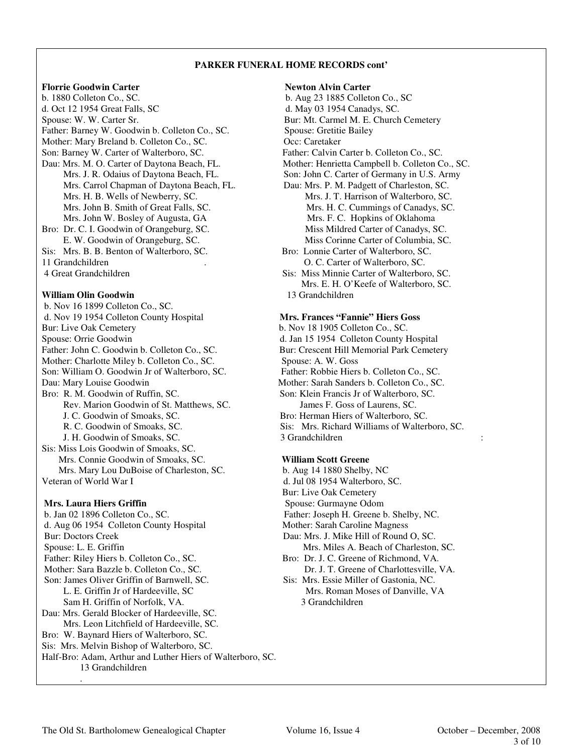## PARKER FUNERAL HOME RECORDS cont'

**Florrie Goodwin Carter**
b. 1880 Colleton Co., SC.
d. Oct 12 1954 Great Falls, SC
Spouse: W. W. Carter Sr.
Father: Barney W. Goodwin b. Colleton Co., SC.
Mother: Mary Breland b. Colleton Co., SC.
Son: Barney W. Carter of Walterboro, SC.
Dau: Mrs. M. O. Carter of Daytona Beach, FL.
Mrs. J. R. Odaius of Daytona Beach, FL.
Mrs. Carrol Chapman of Daytona Beach, FL.
Mrs. H. B. Wells of Newberry, SC.
Mrs. John B. Smith of Great Falls, SC.
Mrs. John W. Bosley of Augusta, GA
Bro: Dr. C. I. Goodwin of Orangeburg, SC.
E. W. Goodwin of Orangeburg, SC.
Sis: Mrs. B. B. Benton of Walterboro, SC.
11 Grandchildren
4 Great Grandchildren

**William Olin Goodwin**
b. Nov 16 1899 Colleton Co., SC.
d. Nov 19 1954 Colleton County Hospital
Bur: Live Oak Cemetery
Spouse: Orrie Goodwin
Father: John C. Goodwin b. Colleton Co., SC.
Mother: Charlotte Miley b. Colleton Co., SC.
Son: William O. Goodwin Jr of Walterboro, SC.
Dau: Mary Louise Goodwin
Bro: R. M. Goodwin of Ruffin, SC.
Rev. Marion Goodwin of St. Matthews, SC.
J. C. Goodwin of Smoaks, SC.
R. C. Goodwin of Smoaks, SC.
J. H. Goodwin of Smoaks, SC.
Sis: Miss Lois Goodwin of Smoaks, SC.
Mrs. Connie Goodwin of Smoaks, SC.
Mrs. Mary Lou DuBoise of Charleston, SC.
Veteran of World War I

**Mrs. Laura Hiers Griffin**
b. Jan 02 1896 Colleton Co., SC.
d. Aug 06 1954 Colleton County Hospital
Bur: Doctors Creek
Spouse: L. E. Griffin
Father: Riley Hiers b. Colleton Co., SC.
Mother: Sara Bazzle b. Colleton Co., SC.
Son: James Oliver Griffin of Barnwell, SC.
L. E. Griffin Jr of Hardeeville, SC
Sam H. Griffin of Norfolk, VA.
Dau: Mrs. Gerald Blocker of Hardeeville, SC.
Mrs. Leon Litchfield of Hardeeville, SC.
Bro: W. Baynard Hiers of Walterboro, SC.
Sis: Mrs. Melvin Bishop of Walterboro, SC.
Half-Bro: Adam, Arthur and Luther Hiers of Walterboro, SC.
13 Grandchildren

**Newton Alvin Carter**
b. Aug 23 1885 Colleton Co., SC
d. May 03 1954 Canadys, SC.
Bur: Mt. Carmel M. E. Church Cemetery
Spouse: Gretitie Bailey
Occ: Caretaker
Father: Calvin Carter b. Colleton Co., SC.
Mother: Henrietta Campbell b. Colleton Co., SC.
Son: John C. Carter of Germany in U.S. Army
Dau: Mrs. P. M. Padgett of Charleston, SC.
Mrs. J. T. Harrison of Walterboro, SC.
Mrs. H. C. Cummings of Canadys, SC.
Mrs. F. C. Hopkins of Oklahoma
Miss Mildred Carter of Canadys, SC.
Miss Corinne Carter of Columbia, SC.
Bro: Lonnie Carter of Walterboro, SC.
O. C. Carter of Walterboro, SC.
Sis: Miss Minnie Carter of Walterboro, SC.
Mrs. E. H. O'Keefe of Walterboro, SC.
13 Grandchildren

**Mrs. Frances "Fannie" Hiers Goss**
b. Nov 18 1905 Colleton Co., SC.
d. Jan 15 1954 Colleton County Hospital
Bur: Crescent Hill Memorial Park Cemetery
Spouse: A. W. Goss
Father: Robbie Hiers b. Colleton Co., SC.
Mother: Sarah Sanders b. Colleton Co., SC.
Son: Klein Francis Jr of Walterboro, SC.
James F. Goss of Laurens, SC.
Bro: Herman Hiers of Walterboro, SC.
Sis: Mrs. Richard Williams of Walterboro, SC.
3 Grandchildren

**William Scott Greene**
b. Aug 14 1880 Shelby, NC
d. Jul 08 1954 Walterboro, SC.
Bur: Live Oak Cemetery
Spouse: Gurmayne Odom
Father: Joseph H. Greene b. Shelby, NC.
Mother: Sarah Caroline Magness
Dau: Mrs. J. Mike Hill of Round O, SC.
Mrs. Miles A. Beach of Charleston, SC.
Bro: Dr. J. C. Greene of Richmond, VA.
Dr. J. T. Greene of Charlottesville, VA.
Sis: Mrs. Essie Miller of Gastonia, NC.
Mrs. Roman Moses of Danville, VA
3 Grandchildren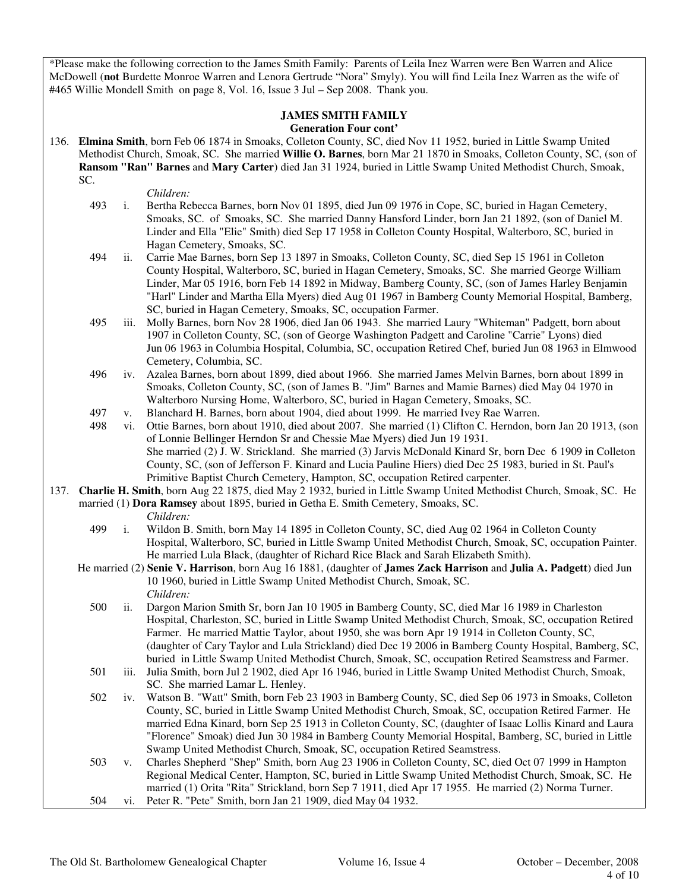*Please make the following correction to the James Smith Family: Parents of Leila Inez Warren were Ben Warren and Alice McDowell (**not** Burdette Monroe Warren and Lenora Gertrude "Nora" Smyly). You will find Leila Inez Warren as the wife of #465 Willie Mondell Smith on page 8, Vol. 16, Issue 3 Jul – Sep 2008. Thank you.

## JAMES SMITH FAMILY
### Generation Four cont'

136. **Elmina Smith**, born Feb 06 1874 in Smoaks, Colleton County, SC, died Nov 11 1952, buried in Little Swamp United Methodist Church, Smoak, SC. She married **Willie O. Barnes**, born Mar 21 1870 in Smoaks, Colleton County, SC, (son of **Ransom "Ran" Barnes** and **Mary Carter**) died Jan 31 1924, buried in Little Swamp United Methodist Church, Smoak, SC.

*Children:*

- 493 i. Bertha Rebecca Barnes, born Nov 01 1895, died Jun 09 1976 in Cope, SC, buried in Hagan Cemetery, Smoaks, SC. of Smoaks, SC. She married Danny Hansford Linder, born Jan 21 1892, (son of Daniel M. Linder and Ella "Elie" Smith) died Sep 17 1958 in Colleton County Hospital, Walterboro, SC, buried in Hagan Cemetery, Smoaks, SC.
- 494 ii. Carrie Mae Barnes, born Sep 13 1897 in Smoaks, Colleton County, SC, died Sep 15 1961 in Colleton County Hospital, Walterboro, SC, buried in Hagan Cemetery, Smoaks, SC. She married George William Linder, Mar 05 1916, born Feb 14 1892 in Midway, Bamberg County, SC, (son of James Harley Benjamin "Harl" Linder and Martha Ella Myers) died Aug 01 1967 in Bamberg County Memorial Hospital, Bamberg, SC, buried in Hagan Cemetery, Smoaks, SC, occupation Farmer.
- 495 iii. Molly Barnes, born Nov 28 1906, died Jan 06 1943. She married Laury "Whiteman" Padgett, born about 1907 in Colleton County, SC, (son of George Washington Padgett and Caroline "Carrie" Lyons) died Jun 06 1963 in Columbia Hospital, Columbia, SC, occupation Retired Chef, buried Jun 08 1963 in Elmwood Cemetery, Columbia, SC.
- 496 iv. Azalea Barnes, born about 1899, died about 1966. She married James Melvin Barnes, born about 1899 in Smoaks, Colleton County, SC, (son of James B. "Jim" Barnes and Mamie Barnes) died May 04 1970 in Walterboro Nursing Home, Walterboro, SC, buried in Hagan Cemetery, Smoaks, SC.
- 497 v. Blanchard H. Barnes, born about 1904, died about 1999. He married Ivey Rae Warren.
- 498 vi. Ottie Barnes, born about 1910, died about 2007. She married (1) Clifton C. Herndon, born Jan 20 1913, (son of Lonnie Bellinger Herndon Sr and Chessie Mae Myers) died Jun 19 1931.
  She married (2) J. W. Strickland. She married (3) Jarvis McDonald Kinard Sr, born Dec 6 1909 in Colleton County, SC, (son of Jefferson F. Kinard and Lucia Pauline Hiers) died Dec 25 1983, buried in St. Paul's Primitive Baptist Church Cemetery, Hampton, SC, occupation Retired carpenter.

137. **Charlie H. Smith**, born Aug 22 1875, died May 2 1932, buried in Little Swamp United Methodist Church, Smoak, SC. He married (1) **Dora Ramsey** about 1895, buried in Getha E. Smith Cemetery, Smoaks, SC.

*Children:*

- 499 i. Wildon B. Smith, born May 14 1895 in Colleton County, SC, died Aug 02 1964 in Colleton County Hospital, Walterboro, SC, buried in Little Swamp United Methodist Church, Smoak, SC, occupation Painter. He married Lula Black, (daughter of Richard Rice Black and Sarah Elizabeth Smith).

He married (2) **Senie V. Harrison**, born Aug 16 1881, (daughter of **James Zack Harrison** and **Julia A. Padgett**) died Jun 10 1960, buried in Little Swamp United Methodist Church, Smoak, SC.

*Children:*

- 500 ii. Dargon Marion Smith Sr, born Jan 10 1905 in Bamberg County, SC, died Mar 16 1989 in Charleston Hospital, Charleston, SC, buried in Little Swamp United Methodist Church, Smoak, SC, occupation Retired Farmer. He married Mattie Taylor, about 1950, she was born Apr 19 1914 in Colleton County, SC, (daughter of Cary Taylor and Lula Strickland) died Dec 19 2006 in Bamberg County Hospital, Bamberg, SC, buried in Little Swamp United Methodist Church, Smoak, SC, occupation Retired Seamstress and Farmer.
- 501 iii. Julia Smith, born Jul 2 1902, died Apr 16 1946, buried in Little Swamp United Methodist Church, Smoak, SC. She married Lamar L. Henley.
- 502 iv. Watson B. "Watt" Smith, born Feb 23 1903 in Bamberg County, SC, died Sep 06 1973 in Smoaks, Colleton County, SC, buried in Little Swamp United Methodist Church, Smoak, SC, occupation Retired Farmer. He married Edna Kinard, born Sep 25 1913 in Colleton County, SC, (daughter of Isaac Lollis Kinard and Laura "Florence" Smoak) died Jun 30 1984 in Bamberg County Memorial Hospital, Bamberg, SC, buried in Little Swamp United Methodist Church, Smoak, SC, occupation Retired Seamstress.
- 503 v. Charles Shepherd "Shep" Smith, born Aug 23 1906 in Colleton County, SC, died Oct 07 1999 in Hampton Regional Medical Center, Hampton, SC, buried in Little Swamp United Methodist Church, Smoak, SC. He married (1) Orita "Rita" Strickland, born Sep 7 1911, died Apr 17 1955. He married (2) Norma Turner.
- 504 vi. Peter R. "Pete" Smith, born Jan 21 1909, died May 04 1932.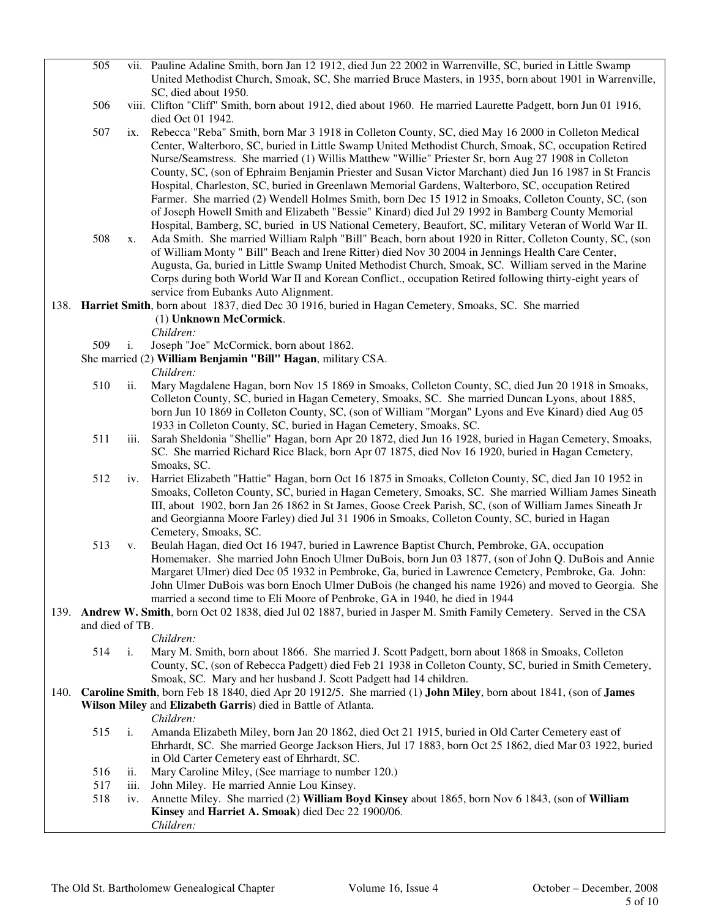505 vii. Pauline Adaline Smith, born Jan 12 1912, died Jun 22 2002 in Warrenville, SC, buried in Little Swamp United Methodist Church, Smoak, SC, She married Bruce Masters, in 1935, born about 1901 in Warrenville, SC, died about 1950.

506 viii. Clifton "Cliff" Smith, born about 1912, died about 1960. He married Laurette Padgett, born Jun 01 1916, died Oct 01 1942.

507 ix. Rebecca "Reba" Smith, born Mar 3 1918 in Colleton County, SC, died May 16 2000 in Colleton Medical Center, Walterboro, SC, buried in Little Swamp United Methodist Church, Smoak, SC, occupation Retired Nurse/Seamstress. She married (1) Willis Matthew "Willie" Priester Sr, born Aug 27 1908 in Colleton County, SC, (son of Ephraim Benjamin Priester and Susan Victor Marchant) died Jun 16 1987 in St Francis Hospital, Charleston, SC, buried in Greenlawn Memorial Gardens, Walterboro, SC, occupation Retired Farmer. She married (2) Wendell Holmes Smith, born Dec 15 1912 in Smoaks, Colleton County, SC, (son of Joseph Howell Smith and Elizabeth "Bessie" Kinard) died Jul 29 1992 in Bamberg County Memorial Hospital, Bamberg, SC, buried in US National Cemetery, Beaufort, SC, military Veteran of World War II.

508 x. Ada Smith. She married William Ralph "Bill" Beach, born about 1920 in Ritter, Colleton County, SC, (son of William Monty " Bill" Beach and Irene Ritter) died Nov 30 2004 in Jennings Health Care Center, Augusta, Ga, buried in Little Swamp United Methodist Church, Smoak, SC. William served in the Marine Corps during both World War II and Korean Conflict., occupation Retired following thirty-eight years of service from Eubanks Auto Alignment.

138. **Harriet Smith**, born about 1837, died Dec 30 1916, buried in Hagan Cemetery, Smoaks, SC. She married (1) **Unknown McCormick**.

*Children:*

509 i. Joseph "Joe" McCormick, born about 1862.

She married (2) **William Benjamin "Bill" Hagan**, military CSA.

*Children:*

510 ii. Mary Magdalene Hagan, born Nov 15 1869 in Smoaks, Colleton County, SC, died Jun 20 1918 in Smoaks, Colleton County, SC, buried in Hagan Cemetery, Smoaks, SC. She married Duncan Lyons, about 1885, born Jun 10 1869 in Colleton County, SC, (son of William "Morgan" Lyons and Eve Kinard) died Aug 05 1933 in Colleton County, SC, buried in Hagan Cemetery, Smoaks, SC.

511 iii. Sarah Sheldonia "Shellie" Hagan, born Apr 20 1872, died Jun 16 1928, buried in Hagan Cemetery, Smoaks, SC. She married Richard Rice Black, born Apr 07 1875, died Nov 16 1920, buried in Hagan Cemetery, Smoaks, SC.

512 iv. Harriet Elizabeth "Hattie" Hagan, born Oct 16 1875 in Smoaks, Colleton County, SC, died Jan 10 1952 in Smoaks, Colleton County, SC, buried in Hagan Cemetery, Smoaks, SC. She married William James Sineath III, about 1902, born Jan 26 1862 in St James, Goose Creek Parish, SC, (son of William James Sineath Jr and Georgianna Moore Farley) died Jul 31 1906 in Smoaks, Colleton County, SC, buried in Hagan Cemetery, Smoaks, SC.

513 v. Beulah Hagan, died Oct 16 1947, buried in Lawrence Baptist Church, Pembroke, GA, occupation Homemaker. She married John Enoch Ulmer DuBois, born Jun 03 1877, (son of John Q. DuBois and Annie Margaret Ulmer) died Dec 05 1932 in Pembroke, Ga, buried in Lawrence Cemetery, Pembroke, Ga. John: John Ulmer DuBois was born Enoch Ulmer DuBois (he changed his name 1926) and moved to Georgia. She married a second time to Eli Moore of Penbroke, GA in 1940, he died in 1944

139. **Andrew W. Smith**, born Oct 02 1838, died Jul 02 1887, buried in Jasper M. Smith Family Cemetery. Served in the CSA and died of TB.

*Children:*

514 i. Mary M. Smith, born about 1866. She married J. Scott Padgett, born about 1868 in Smoaks, Colleton County, SC, (son of Rebecca Padgett) died Feb 21 1938 in Colleton County, SC, buried in Smith Cemetery, Smoak, SC. Mary and her husband J. Scott Padgett had 14 children.

140. **Caroline Smith**, born Feb 18 1840, died Apr 20 1912/5. She married (1) **John Miley**, born about 1841, (son of **James Wilson Miley** and **Elizabeth Garris**) died in Battle of Atlanta.

*Children:*

515 i. Amanda Elizabeth Miley, born Jan 20 1862, died Oct 21 1915, buried in Old Carter Cemetery east of Ehrhardt, SC. She married George Jackson Hiers, Jul 17 1883, born Oct 25 1862, died Mar 03 1922, buried in Old Carter Cemetery east of Ehrhardt, SC.

516 ii. Mary Caroline Miley, (See marriage to number 120.)

517 iii. John Miley. He married Annie Lou Kinsey.

518 iv. Annette Miley. She married (2) **William Boyd Kinsey** about 1865, born Nov 6 1843, (son of **William Kinsey** and **Harriet A. Smoak**) died Dec 22 1900/06.

*Children:*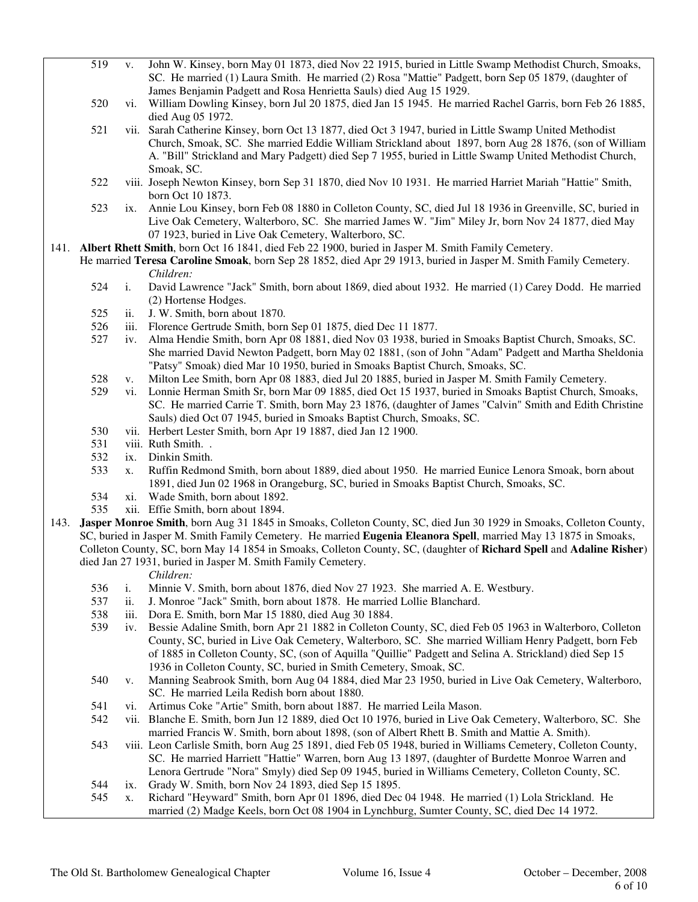519 v. John W. Kinsey, born May 01 1873, died Nov 22 1915, buried in Little Swamp Methodist Church, Smoaks, SC. He married (1) Laura Smith. He married (2) Rosa "Mattie" Padgett, born Sep 05 1879, (daughter of James Benjamin Padgett and Rosa Henrietta Sauls) died Aug 15 1929.

520 vi. William Dowling Kinsey, born Jul 20 1875, died Jan 15 1945. He married Rachel Garris, born Feb 26 1885, died Aug 05 1972.

521 vii. Sarah Catherine Kinsey, born Oct 13 1877, died Oct 3 1947, buried in Little Swamp United Methodist Church, Smoak, SC. She married Eddie William Strickland about 1897, born Aug 28 1876, (son of William A. "Bill" Strickland and Mary Padgett) died Sep 7 1955, buried in Little Swamp United Methodist Church, Smoak, SC.

522 viii. Joseph Newton Kinsey, born Sep 31 1870, died Nov 10 1931. He married Harriet Mariah "Hattie" Smith, born Oct 10 1873.

523 ix. Annie Lou Kinsey, born Feb 08 1880 in Colleton County, SC, died Jul 18 1936 in Greenville, SC, buried in Live Oak Cemetery, Walterboro, SC. She married James W. "Jim" Miley Jr, born Nov 24 1877, died May 07 1923, buried in Live Oak Cemetery, Walterboro, SC.

141. **Albert Rhett Smith**, born Oct 16 1841, died Feb 22 1900, buried in Jasper M. Smith Family Cemetery. He married **Teresa Caroline Smoak**, born Sep 28 1852, died Apr 29 1913, buried in Jasper M. Smith Family Cemetery.

*Children:*

524 i. David Lawrence "Jack" Smith, born about 1869, died about 1932. He married (1) Carey Dodd. He married (2) Hortense Hodges.

525 ii. J. W. Smith, born about 1870.

526 iii. Florence Gertrude Smith, born Sep 01 1875, died Dec 11 1877.

527 iv. Alma Hendie Smith, born Apr 08 1881, died Nov 03 1938, buried in Smoaks Baptist Church, Smoaks, SC. She married David Newton Padgett, born May 02 1881, (son of John "Adam" Padgett and Martha Sheldonia "Patsy" Smoak) died Mar 10 1950, buried in Smoaks Baptist Church, Smoaks, SC.

528 v. Milton Lee Smith, born Apr 08 1883, died Jul 20 1885, buried in Jasper M. Smith Family Cemetery.

529 vi. Lonnie Herman Smith Sr, born Mar 09 1885, died Oct 15 1937, buried in Smoaks Baptist Church, Smoaks, SC. He married Carrie T. Smith, born May 23 1876, (daughter of James "Calvin" Smith and Edith Christine Sauls) died Oct 07 1945, buried in Smoaks Baptist Church, Smoaks, SC.

530 vii. Herbert Lester Smith, born Apr 19 1887, died Jan 12 1900.

531 viii. Ruth Smith. .

532 ix. Dinkin Smith.

533 x. Ruffin Redmond Smith, born about 1889, died about 1950. He married Eunice Lenora Smoak, born about 1891, died Jun 02 1968 in Orangeburg, SC, buried in Smoaks Baptist Church, Smoaks, SC.

534 xi. Wade Smith, born about 1892.

535 xii. Effie Smith, born about 1894.

143. **Jasper Monroe Smith**, born Aug 31 1845 in Smoaks, Colleton County, SC, died Jun 30 1929 in Smoaks, Colleton County, SC, buried in Jasper M. Smith Family Cemetery. He married **Eugenia Eleanora Spell**, married May 13 1875 in Smoaks, Colleton County, SC, born May 14 1854 in Smoaks, Colleton County, SC, (daughter of **Richard Spell** and **Adaline Risher**) died Jan 27 1931, buried in Jasper M. Smith Family Cemetery.

*Children:*

536 i. Minnie V. Smith, born about 1876, died Nov 27 1923. She married A. E. Westbury.

537 ii. J. Monroe "Jack" Smith, born about 1878. He married Lollie Blanchard.

538 iii. Dora E. Smith, born Mar 15 1880, died Aug 30 1884.

539 iv. Bessie Adaline Smith, born Apr 21 1882 in Colleton County, SC, died Feb 05 1963 in Walterboro, Colleton County, SC, buried in Live Oak Cemetery, Walterboro, SC. She married William Henry Padgett, born Feb of 1885 in Colleton County, SC, (son of Aquilla "Quillie" Padgett and Selina A. Strickland) died Sep 15 1936 in Colleton County, SC, buried in Smith Cemetery, Smoak, SC.

540 v. Manning Seabrook Smith, born Aug 04 1884, died Mar 23 1950, buried in Live Oak Cemetery, Walterboro, SC. He married Leila Redish born about 1880.

541 vi. Artimus Coke "Artie" Smith, born about 1887. He married Leila Mason.

542 vii. Blanche E. Smith, born Jun 12 1889, died Oct 10 1976, buried in Live Oak Cemetery, Walterboro, SC. She married Francis W. Smith, born about 1898, (son of Albert Rhett B. Smith and Mattie A. Smith).

543 viii. Leon Carlisle Smith, born Aug 25 1891, died Feb 05 1948, buried in Williams Cemetery, Colleton County, SC. He married Harriett "Hattie" Warren, born Aug 13 1897, (daughter of Burdette Monroe Warren and Lenora Gertrude "Nora" Smyly) died Sep 09 1945, buried in Williams Cemetery, Colleton County, SC.

544 ix. Grady W. Smith, born Nov 24 1893, died Sep 15 1895.

545 x. Richard "Heyward" Smith, born Apr 01 1896, died Dec 04 1948. He married (1) Lola Strickland. He married (2) Madge Keels, born Oct 08 1904 in Lynchburg, Sumter County, SC, died Dec 14 1972.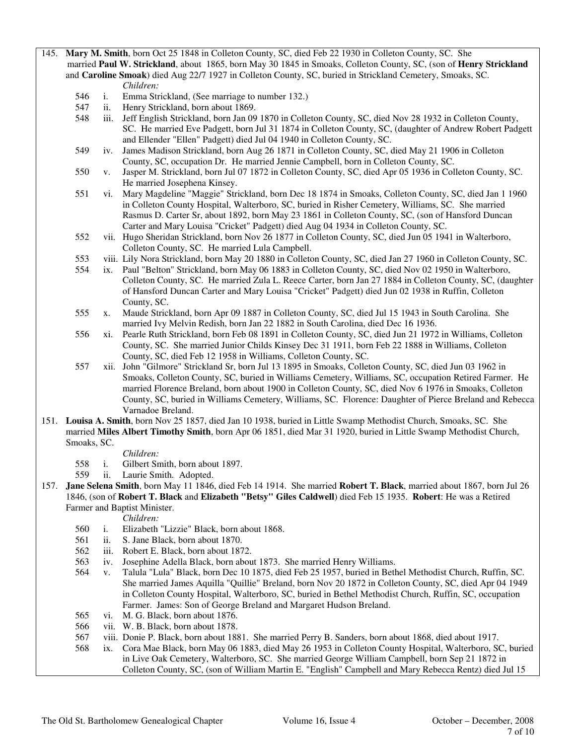145. **Mary M. Smith**, born Oct 25 1848 in Colleton County, SC, died Feb 22 1930 in Colleton County, SC. She married **Paul W. Strickland**, about 1865, born May 30 1845 in Smoaks, Colleton County, SC, (son of **Henry Strickland** and **Caroline Smoak**) died Aug 22/7 1927 in Colleton County, SC, buried in Strickland Cemetery, Smoaks, SC.

*Children:*

- 546 i. Emma Strickland, (See marriage to number 132.)
- 547 ii. Henry Strickland, born about 1869.
- 548 iii. Jeff English Strickland, born Jan 09 1870 in Colleton County, SC, died Nov 28 1932 in Colleton County, SC. He married Eve Padgett, born Jul 31 1874 in Colleton County, SC, (daughter of Andrew Robert Padgett and Ellender "Ellen" Padgett) died Jul 04 1940 in Colleton County, SC.
- 549 iv. James Madison Strickland, born Aug 26 1871 in Colleton County, SC, died May 21 1906 in Colleton County, SC, occupation Dr. He married Jennie Campbell, born in Colleton County, SC.
- 550 v. Jasper M. Strickland, born Jul 07 1872 in Colleton County, SC, died Apr 05 1936 in Colleton County, SC. He married Josephena Kinsey.
- 551 vi. Mary Magdeline "Maggie" Strickland, born Dec 18 1874 in Smoaks, Colleton County, SC, died Jan 1 1960 in Colleton County Hospital, Walterboro, SC, buried in Risher Cemetery, Williams, SC. She married Rasmus D. Carter Sr, about 1892, born May 23 1861 in Colleton County, SC, (son of Hansford Duncan Carter and Mary Louisa "Cricket" Padgett) died Aug 04 1934 in Colleton County, SC.
- 552 vii. Hugo Sheridan Strickland, born Nov 26 1877 in Colleton County, SC, died Jun 05 1941 in Walterboro, Colleton County, SC. He married Lula Campbell.
- 553 viii. Lily Nora Strickland, born May 20 1880 in Colleton County, SC, died Jan 27 1960 in Colleton County, SC.
- 554 ix. Paul "Belton" Strickland, born May 06 1883 in Colleton County, SC, died Nov 02 1950 in Walterboro, Colleton County, SC. He married Zula L. Reece Carter, born Jan 27 1884 in Colleton County, SC, (daughter of Hansford Duncan Carter and Mary Louisa "Cricket" Padgett) died Jun 02 1938 in Ruffin, Colleton County, SC.
- 555 x. Maude Strickland, born Apr 09 1887 in Colleton County, SC, died Jul 15 1943 in South Carolina. She married Ivy Melvin Redish, born Jan 22 1882 in South Carolina, died Dec 16 1936.
- 556 xi. Pearle Ruth Strickland, born Feb 08 1891 in Colleton County, SC, died Jun 21 1972 in Williams, Colleton County, SC. She married Junior Childs Kinsey Dec 31 1911, born Feb 22 1888 in Williams, Colleton County, SC, died Feb 12 1958 in Williams, Colleton County, SC.
- 557 xii. John "Gilmore" Strickland Sr, born Jul 13 1895 in Smoaks, Colleton County, SC, died Jun 03 1962 in Smoaks, Colleton County, SC, buried in Williams Cemetery, Williams, SC, occupation Retired Farmer. He married Florence Breland, born about 1900 in Colleton County, SC, died Nov 6 1976 in Smoaks, Colleton County, SC, buried in Williams Cemetery, Williams, SC. Florence: Daughter of Pierce Breland and Rebecca Varnadoe Breland.

151. **Louisa A. Smith**, born Nov 25 1857, died Jan 10 1938, buried in Little Swamp Methodist Church, Smoaks, SC. She married **Miles Albert Timothy Smith**, born Apr 06 1851, died Mar 31 1920, buried in Little Swamp Methodist Church, Smoaks, SC.

*Children:*

- 558 i. Gilbert Smith, born about 1897.
- 559 ii. Laurie Smith. Adopted.

157. **Jane Selena Smith**, born May 11 1846, died Feb 14 1914. She married **Robert T. Black**, married about 1867, born Jul 26 1846, (son of **Robert T. Black** and **Elizabeth "Betsy" Giles Caldwell**) died Feb 15 1935. **Robert**: He was a Retired Farmer and Baptist Minister.

*Children:*

- 560 i. Elizabeth "Lizzie" Black, born about 1868.
- 561 ii. S. Jane Black, born about 1870.
- 562 iii. Robert E. Black, born about 1872.
- 563 iv. Josephine Adella Black, born about 1873. She married Henry Williams.
- 564 v. Talula "Lula" Black, born Dec 10 1875, died Feb 25 1957, buried in Bethel Methodist Church, Ruffin, SC. She married James Aquilla "Quillie" Breland, born Nov 20 1872 in Colleton County, SC, died Apr 04 1949 in Colleton County Hospital, Walterboro, SC, buried in Bethel Methodist Church, Ruffin, SC, occupation Farmer. James: Son of George Breland and Margaret Hudson Breland.
- 565 vi. M. G. Black, born about 1876.
- 566 vii. W. B. Black, born about 1878.
- 567 viii. Donie P. Black, born about 1881. She married Perry B. Sanders, born about 1868, died about 1917.
- 568 ix. Cora Mae Black, born May 06 1883, died May 26 1953 in Colleton County Hospital, Walterboro, SC, buried in Live Oak Cemetery, Walterboro, SC. She married George William Campbell, born Sep 21 1872 in Colleton County, SC, (son of William Martin E. "English" Campbell and Mary Rebecca Rentz) died Jul 15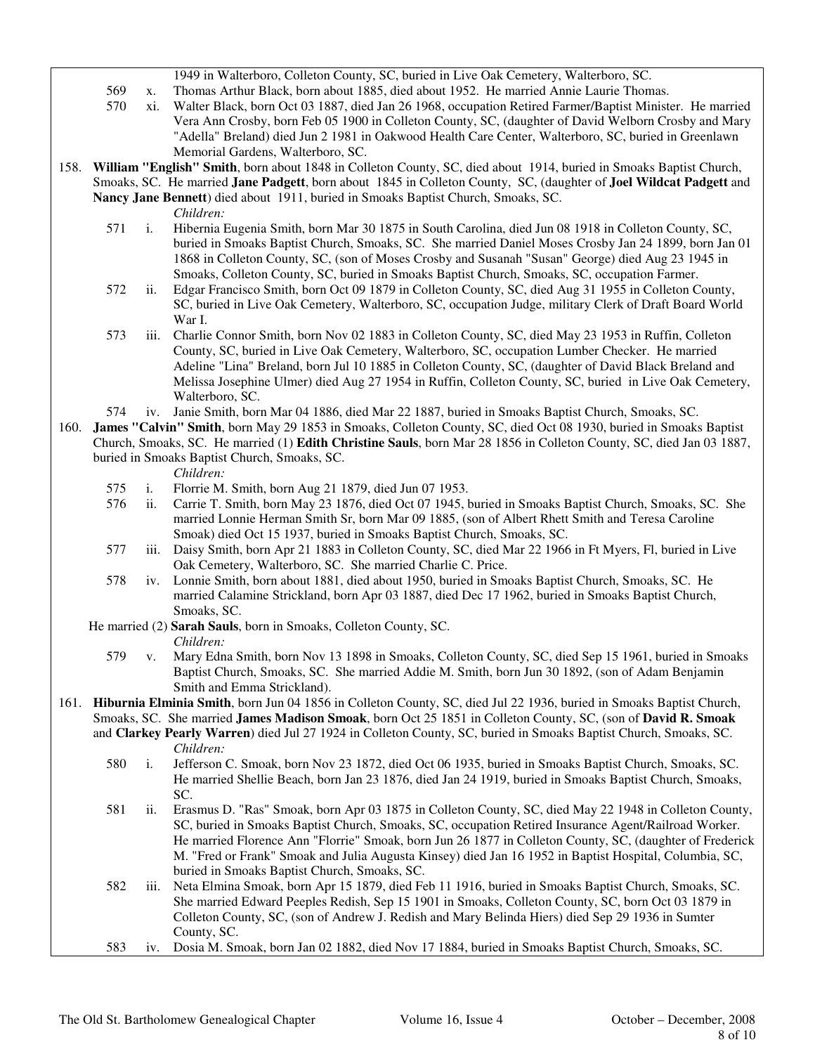1949 in Walterboro, Colleton County, SC, buried in Live Oak Cemetery, Walterboro, SC.

569 x. Thomas Arthur Black, born about 1885, died about 1952. He married Annie Laurie Thomas.

570 xi. Walter Black, born Oct 03 1887, died Jan 26 1968, occupation Retired Farmer/Baptist Minister. He married Vera Ann Crosby, born Feb 05 1900 in Colleton County, SC, (daughter of David Welborn Crosby and Mary "Adella" Breland) died Jun 2 1981 in Oakwood Health Care Center, Walterboro, SC, buried in Greenlawn Memorial Gardens, Walterboro, SC.

158. **William "English" Smith**, born about 1848 in Colleton County, SC, died about 1914, buried in Smoaks Baptist Church, Smoaks, SC. He married **Jane Padgett**, born about 1845 in Colleton County, SC, (daughter of **Joel Wildcat Padgett** and **Nancy Jane Bennett**) died about 1911, buried in Smoaks Baptist Church, Smoaks, SC.

*Children:*

571 i. Hibernia Eugenia Smith, born Mar 30 1875 in South Carolina, died Jun 08 1918 in Colleton County, SC, buried in Smoaks Baptist Church, Smoaks, SC. She married Daniel Moses Crosby Jan 24 1899, born Jan 01 1868 in Colleton County, SC, (son of Moses Crosby and Susanah "Susan" George) died Aug 23 1945 in Smoaks, Colleton County, SC, buried in Smoaks Baptist Church, Smoaks, SC, occupation Farmer.

572 ii. Edgar Francisco Smith, born Oct 09 1879 in Colleton County, SC, died Aug 31 1955 in Colleton County, SC, buried in Live Oak Cemetery, Walterboro, SC, occupation Judge, military Clerk of Draft Board World War I.

573 iii. Charlie Connor Smith, born Nov 02 1883 in Colleton County, SC, died May 23 1953 in Ruffin, Colleton County, SC, buried in Live Oak Cemetery, Walterboro, SC, occupation Lumber Checker. He married Adeline "Lina" Breland, born Jul 10 1885 in Colleton County, SC, (daughter of David Black Breland and Melissa Josephine Ulmer) died Aug 27 1954 in Ruffin, Colleton County, SC, buried in Live Oak Cemetery, Walterboro, SC.

574 iv. Janie Smith, born Mar 04 1886, died Mar 22 1887, buried in Smoaks Baptist Church, Smoaks, SC.

160. **James "Calvin" Smith**, born May 29 1853 in Smoaks, Colleton County, SC, died Oct 08 1930, buried in Smoaks Baptist Church, Smoaks, SC. He married (1) **Edith Christine Sauls**, born Mar 28 1856 in Colleton County, SC, died Jan 03 1887, buried in Smoaks Baptist Church, Smoaks, SC.

*Children:*

575 i. Florrie M. Smith, born Aug 21 1879, died Jun 07 1953.

576 ii. Carrie T. Smith, born May 23 1876, died Oct 07 1945, buried in Smoaks Baptist Church, Smoaks, SC. She married Lonnie Herman Smith Sr, born Mar 09 1885, (son of Albert Rhett Smith and Teresa Caroline Smoak) died Oct 15 1937, buried in Smoaks Baptist Church, Smoaks, SC.

577 iii. Daisy Smith, born Apr 21 1883 in Colleton County, SC, died Mar 22 1966 in Ft Myers, Fl, buried in Live Oak Cemetery, Walterboro, SC. She married Charlie C. Price.

578 iv. Lonnie Smith, born about 1881, died about 1950, buried in Smoaks Baptist Church, Smoaks, SC. He married Calamine Strickland, born Apr 03 1887, died Dec 17 1962, buried in Smoaks Baptist Church, Smoaks, SC.

He married (2) **Sarah Sauls**, born in Smoaks, Colleton County, SC.

*Children:*

579 v. Mary Edna Smith, born Nov 13 1898 in Smoaks, Colleton County, SC, died Sep 15 1961, buried in Smoaks Baptist Church, Smoaks, SC. She married Addie M. Smith, born Jun 30 1892, (son of Adam Benjamin Smith and Emma Strickland).

161. **Hiburnia Elminia Smith**, born Jun 04 1856 in Colleton County, SC, died Jul 22 1936, buried in Smoaks Baptist Church, Smoaks, SC. She married **James Madison Smoak**, born Oct 25 1851 in Colleton County, SC, (son of **David R. Smoak** and **Clarkey Pearly Warren**) died Jul 27 1924 in Colleton County, SC, buried in Smoaks Baptist Church, Smoaks, SC.

*Children:*

580 i. Jefferson C. Smoak, born Nov 23 1872, died Oct 06 1935, buried in Smoaks Baptist Church, Smoaks, SC. He married Shellie Beach, born Jan 23 1876, died Jan 24 1919, buried in Smoaks Baptist Church, Smoaks, SC.

581 ii. Erasmus D. "Ras" Smoak, born Apr 03 1875 in Colleton County, SC, died May 22 1948 in Colleton County, SC, buried in Smoaks Baptist Church, Smoaks, SC, occupation Retired Insurance Agent/Railroad Worker. He married Florence Ann "Florrie" Smoak, born Jun 26 1877 in Colleton County, SC, (daughter of Frederick M. "Fred or Frank" Smoak and Julia Augusta Kinsey) died Jan 16 1952 in Baptist Hospital, Columbia, SC, buried in Smoaks Baptist Church, Smoaks, SC.

582 iii. Neta Elmina Smoak, born Apr 15 1879, died Feb 11 1916, buried in Smoaks Baptist Church, Smoaks, SC. She married Edward Peeples Redish, Sep 15 1901 in Smoaks, Colleton County, SC, born Oct 03 1879 in Colleton County, SC, (son of Andrew J. Redish and Mary Belinda Hiers) died Sep 29 1936 in Sumter County, SC.

583 iv. Dosia M. Smoak, born Jan 02 1882, died Nov 17 1884, buried in Smoaks Baptist Church, Smoaks, SC.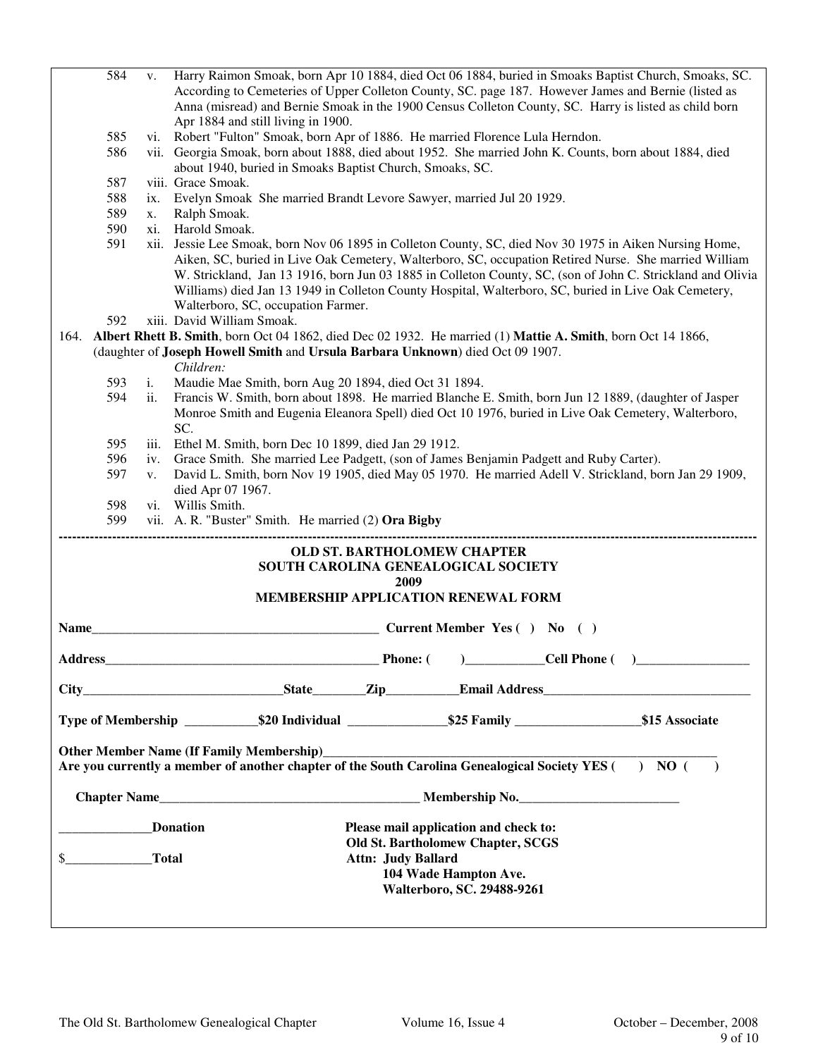584 v. Harry Raimon Smoak, born Apr 10 1884, died Oct 06 1884, buried in Smoaks Baptist Church, Smoaks, SC. According to Cemeteries of Upper Colleton County, SC. page 187. However James and Bernie (listed as Anna (misread) and Bernie Smoak in the 1900 Census Colleton County, SC. Harry is listed as child born Apr 1884 and still living in 1900.

585 vi. Robert "Fulton" Smoak, born Apr of 1886. He married Florence Lula Herndon.

586 vii. Georgia Smoak, born about 1888, died about 1952. She married John K. Counts, born about 1884, died about 1940, buried in Smoaks Baptist Church, Smoaks, SC.

587 viii. Grace Smoak.

588 ix. Evelyn Smoak She married Brandt Levore Sawyer, married Jul 20 1929.

589 x. Ralph Smoak.

590 xi. Harold Smoak.

591 xii. Jessie Lee Smoak, born Nov 06 1895 in Colleton County, SC, died Nov 30 1975 in Aiken Nursing Home, Aiken, SC, buried in Live Oak Cemetery, Walterboro, SC, occupation Retired Nurse. She married William W. Strickland, Jan 13 1916, born Jun 03 1885 in Colleton County, SC, (son of John C. Strickland and Olivia Williams) died Jan 13 1949 in Colleton County Hospital, Walterboro, SC, buried in Live Oak Cemetery, Walterboro, SC, occupation Farmer.

592 xiii. David William Smoak.

164. **Albert Rhett B. Smith**, born Oct 04 1862, died Dec 02 1932. He married (1) **Mattie A. Smith**, born Oct 14 1866, (daughter of **Joseph Howell Smith** and **Ursula Barbara Unknown**) died Oct 09 1907.

*Children:*

593 i. Maudie Mae Smith, born Aug 20 1894, died Oct 31 1894.

594 ii. Francis W. Smith, born about 1898. He married Blanche E. Smith, born Jun 12 1889, (daughter of Jasper Monroe Smith and Eugenia Eleanora Spell) died Oct 10 1976, buried in Live Oak Cemetery, Walterboro, SC.

595 iii. Ethel M. Smith, born Dec 10 1899, died Jan 29 1912.

596 iv. Grace Smith. She married Lee Padgett, (son of James Benjamin Padgett and Ruby Carter).

597 v. David L. Smith, born Nov 19 1905, died May 05 1970. He married Adell V. Strickland, born Jan 29 1909, died Apr 07 1967.

598 vi. Willis Smith.

599 vii. A. R. "Buster" Smith. He married (2) **Ora Bigby**

---

**OLD ST. BARTHOLOMEW CHAPTER**
**SOUTH CAROLINA GENEALOGICAL SOCIETY**
**2009**
**MEMBERSHIP APPLICATION RENEWAL FORM**

**Name**_____________________________________________ **Current Member Yes ( ) No ( )**

**Address**__________________________________________ **Phone: ( )**____________**Cell Phone ( )**_________________

**City**______________________________**State**________**Zip**___________**Email Address**________________________________

**Type of Membership** ___________**$20 Individual** _______________**$25 Family** ___________________**$15 Associate**

**Other Member Name (If Family Membership)**_____________________________________________________________

**Are you currently a member of another chapter of the South Carolina Genealogical Society YES ( ) NO ( )**

**Chapter Name**________________________________________ **Membership No.**________________________

______________**Donation**

$_____________**Total**

**Please mail application and check to:**
**Old St. Bartholomew Chapter, SCGS**
**Attn: Judy Ballard**
**104 Wade Hampton Ave.**
**Walterboro, SC. 29488-9261**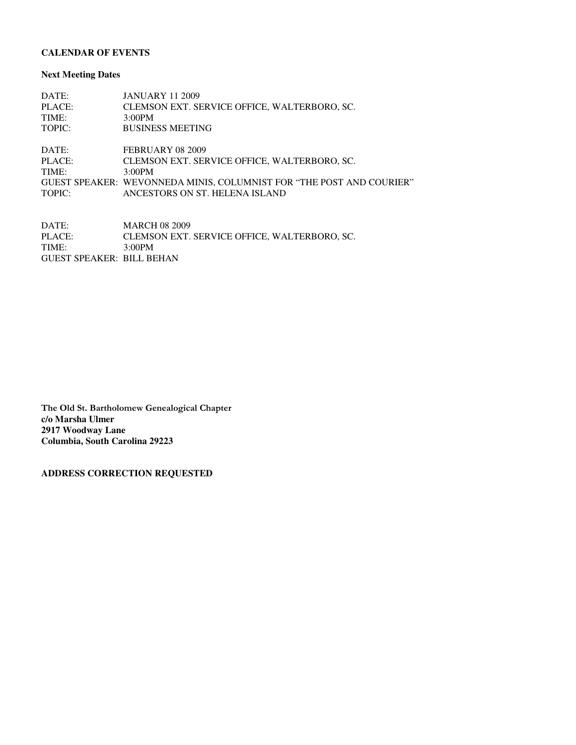**CALENDAR OF EVENTS**

**Next Meeting Dates**

DATE: JANUARY 11 2009
PLACE: CLEMSON EXT. SERVICE OFFICE, WALTERBORO, SC.
TIME: 3:00PM
TOPIC: BUSINESS MEETING

DATE: FEBRUARY 08 2009
PLACE: CLEMSON EXT. SERVICE OFFICE, WALTERBORO, SC.
TIME: 3:00PM
GUEST SPEAKER: WEVONNEDA MINIS, COLUMNIST FOR "THE POST AND COURIER"
TOPIC: ANCESTORS ON ST. HELENA ISLAND

DATE: MARCH 08 2009
PLACE: CLEMSON EXT. SERVICE OFFICE, WALTERBORO, SC.
TIME: 3:00PM
GUEST SPEAKER: BILL BEHAN

**The Old St. Bartholomew Genealogical Chapter**
**c/o Marsha Ulmer**
**2917 Woodway Lane**
**Columbia, South Carolina 29223**

**ADDRESS CORRECTION REQUESTED**